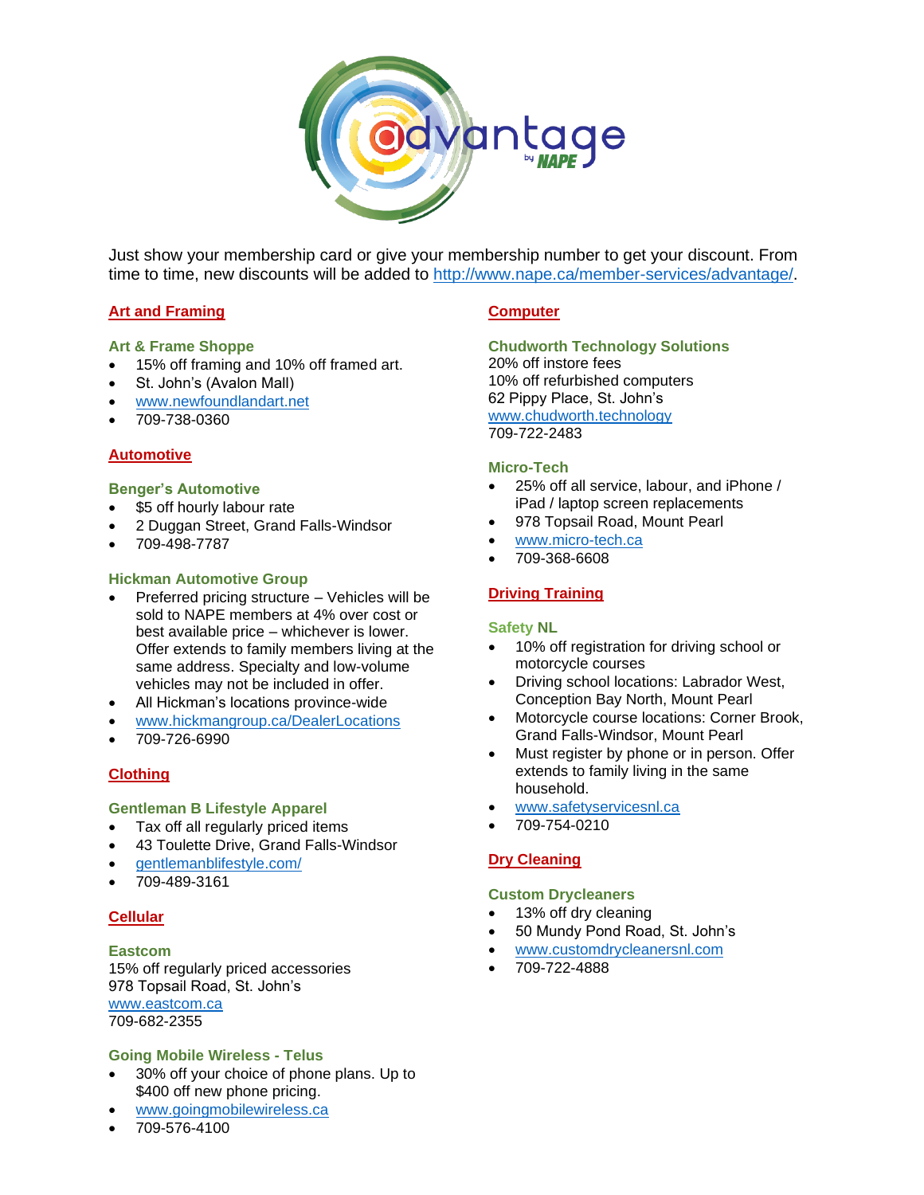Just show your membership card or give your membership number to get your discount. From time to time, new discounts will be added to http://www.nape.ca/member-services/advantage/.

## Art and Framing

### Art & Frame Shoppe

- 15% off framing and 10% off framed art.
- St. John's (Avalon Mall)
- www.newfoundlandart.net
- 709-738-0360

## Automotive

### Benger's Automotive

- $5 off hourly labour rate
- 2 Duggan Street, Grand Falls-Windsor
- 709-498-7787

### Hickman Automotive Group

- Preferred pricing structure – Vehicles will be sold to NAPE members at 4% over cost or best available price – whichever is lower. Offer extends to family members living at the same address. Specialty and low-volume vehicles may not be included in offer.
- All Hickman's locations province-wide
- www.hickmangroup.ca/DealerLocations
- 709-726-6990

## Clothing

### Gentleman B Lifestyle Apparel

- Tax off all regularly priced items
- 43 Toulette Drive, Grand Falls-Windsor
- gentlemanblifestyle.com/
- 709-489-3161

## Cellular

### Eastcom

15% off regularly priced accessories
978 Topsail Road, St. John's
www.eastcom.ca
709-682-2355

### Going Mobile Wireless - Telus

- 30% off your choice of phone plans. Up to $400 off new phone pricing.
- www.goingmobilewireless.ca
- 709-576-4100

## Computer

### Chudworth Technology Solutions

20% off instore fees
10% off refurbished computers
62 Pippy Place, St. John's
www.chudworth.technology
709-722-2483

### Micro-Tech

- 25% off all service, labour, and iPhone / iPad / laptop screen replacements
- 978 Topsail Road, Mount Pearl
- www.micro-tech.ca
- 709-368-6608

## Driving Training

### Safety NL

- 10% off registration for driving school or motorcycle courses
- Driving school locations: Labrador West, Conception Bay North, Mount Pearl
- Motorcycle course locations: Corner Brook, Grand Falls-Windsor, Mount Pearl
- Must register by phone or in person. Offer extends to family living in the same household.
- www.safetyservicesnl.ca
- 709-754-0210

## Dry Cleaning

### Custom Drycleaners

- 13% off dry cleaning
- 50 Mundy Pond Road, St. John's
- www.customdrycleanersnl.com
- 709-722-4888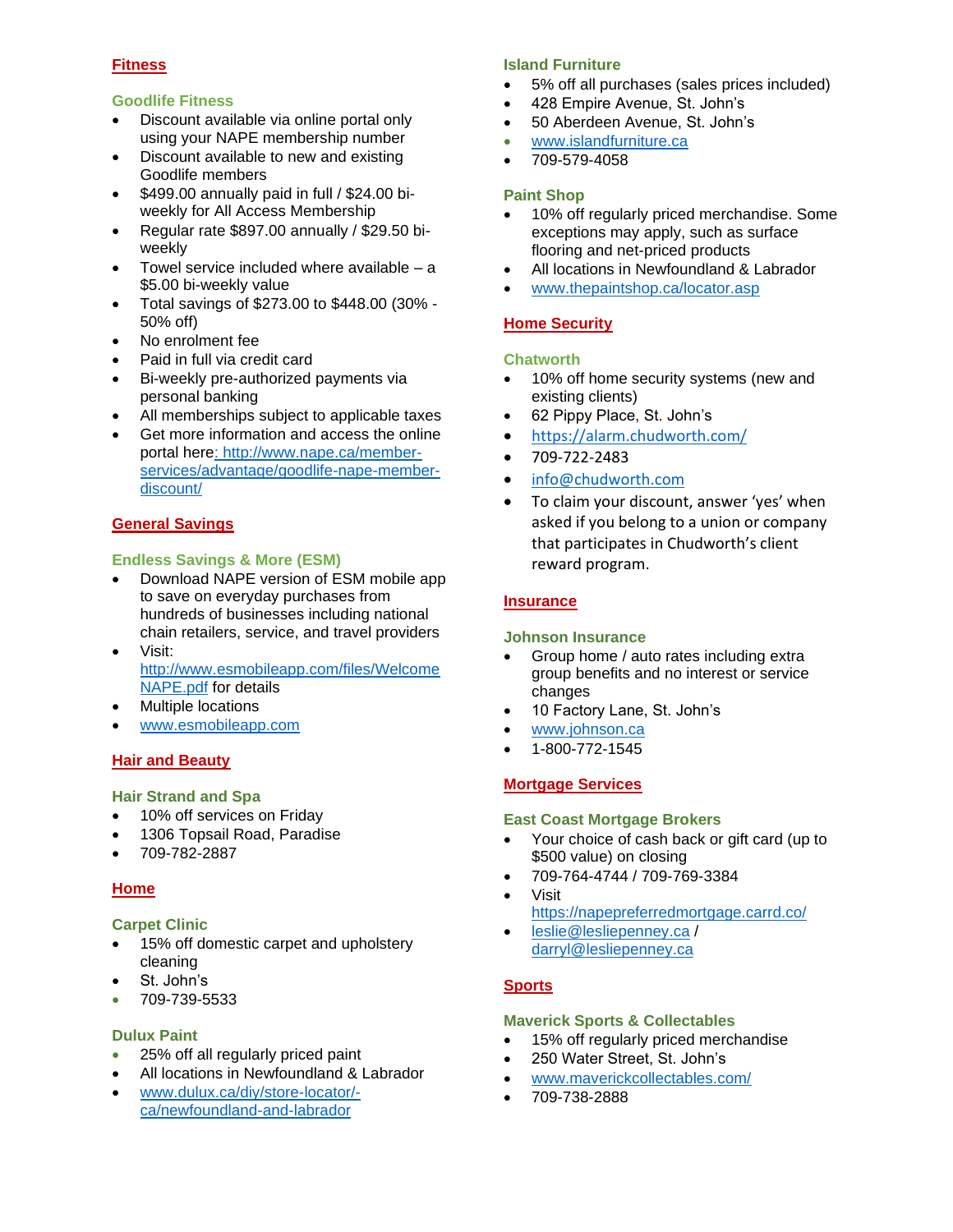## Fitness

### Goodlife Fitness

- Discount available via online portal only using your NAPE membership number
- Discount available to new and existing Goodlife members
- $499.00 annually paid in full / $24.00 bi-weekly for All Access Membership
- Regular rate $897.00 annually / $29.50 bi-weekly
- Towel service included where available – a $5.00 bi-weekly value
- Total savings of $273.00 to $448.00 (30% - 50% off)
- No enrolment fee
- Paid in full via credit card
- Bi-weekly pre-authorized payments via personal banking
- All memberships subject to applicable taxes
- Get more information and access the online portal here: http://www.nape.ca/member-services/advantage/goodlife-nape-member-discount/

## General Savings

### Endless Savings & More (ESM)

- Download NAPE version of ESM mobile app to save on everyday purchases from hundreds of businesses including national chain retailers, service, and travel providers
- Visit: http://www.esmobileapp.com/files/WelcomeNAPE.pdf for details
- Multiple locations
- www.esmobileapp.com

## Hair and Beauty

### Hair Strand and Spa

- 10% off services on Friday
- 1306 Topsail Road, Paradise
- 709-782-2887

## Home

### Carpet Clinic

- 15% off domestic carpet and upholstery cleaning
- St. John's
- 709-739-5533

### Dulux Paint

- 25% off all regularly priced paint
- All locations in Newfoundland & Labrador
- www.dulux.ca/diy/store-locator/-ca/newfoundland-and-labrador

### Island Furniture

- 5% off all purchases (sales prices included)
- 428 Empire Avenue, St. John's
- 50 Aberdeen Avenue, St. John's
- www.islandfurniture.ca
- 709-579-4058

### Paint Shop

- 10% off regularly priced merchandise. Some exceptions may apply, such as surface flooring and net-priced products
- All locations in Newfoundland & Labrador
- www.thepaintshop.ca/locator.asp

## Home Security

### Chatworth

- 10% off home security systems (new and existing clients)
- 62 Pippy Place, St. John's
- https://alarm.chudworth.com/
- 709-722-2483
- info@chudworth.com
- To claim your discount, answer 'yes' when asked if you belong to a union or company that participates in Chudworth's client reward program.

## Insurance

### Johnson Insurance

- Group home / auto rates including extra group benefits and no interest or service changes
- 10 Factory Lane, St. John's
- www.johnson.ca
- 1-800-772-1545

## Mortgage Services

### East Coast Mortgage Brokers

- Your choice of cash back or gift card (up to $500 value) on closing
- 709-764-4744 / 709-769-3384
- Visit https://napepreferredmortgage.carrd.co/
- leslie@lesliepenney.ca / darryl@lesliepenney.ca

## Sports

### Maverick Sports & Collectables

- 15% off regularly priced merchandise
- 250 Water Street, St. John's
- www.maverickcollectables.com/
- 709-738-2888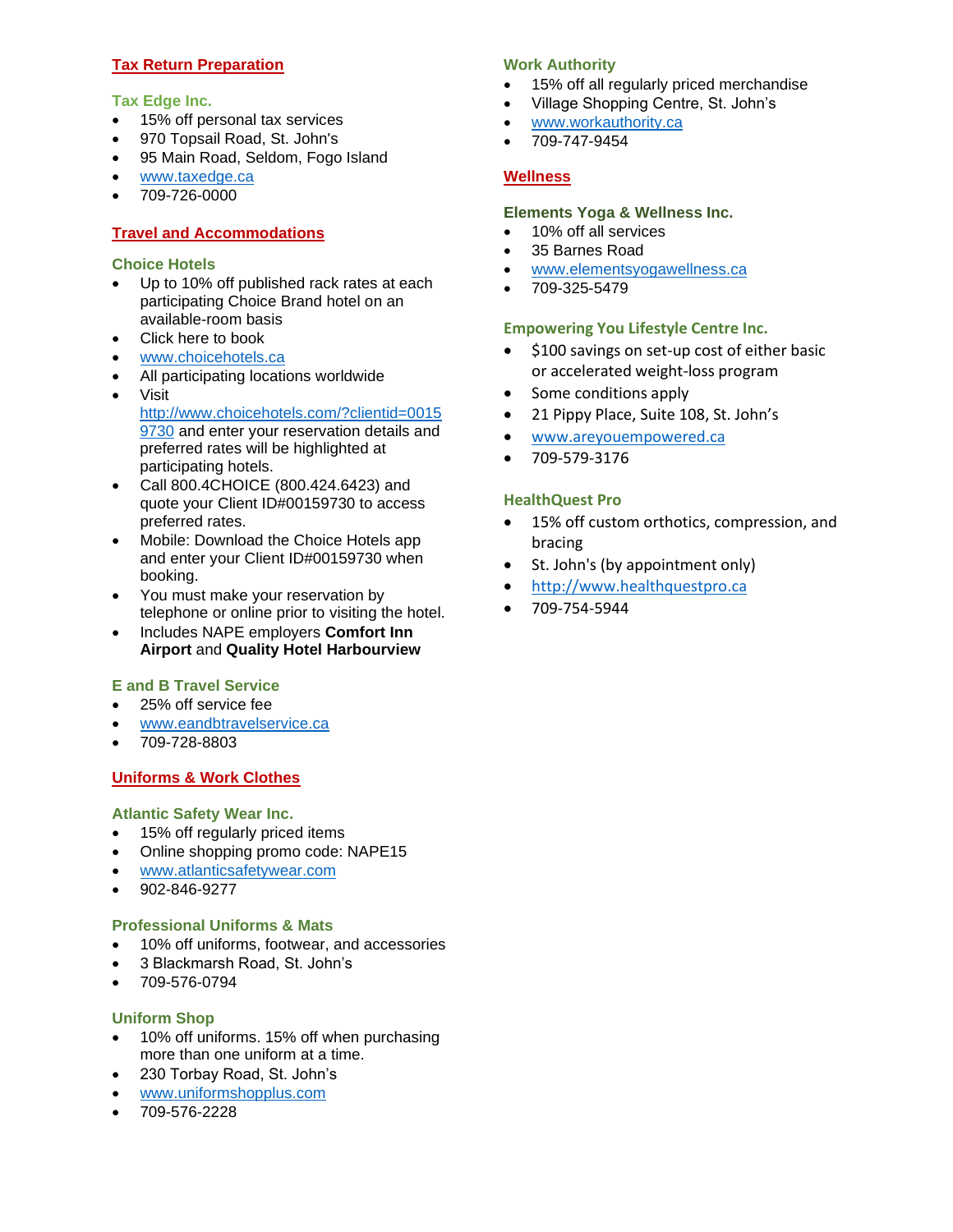## Tax Return Preparation

### Tax Edge Inc.

- 15% off personal tax services
- 970 Topsail Road, St. John's
- 95 Main Road, Seldom, Fogo Island
- www.taxedge.ca
- 709-726-0000

## Travel and Accommodations

### Choice Hotels

- Up to 10% off published rack rates at each participating Choice Brand hotel on an available-room basis
- Click here to book
- www.choicehotels.ca
- All participating locations worldwide
- Visit http://www.choicehotels.com/?clientid=00159730 and enter your reservation details and preferred rates will be highlighted at participating hotels.
- Call 800.4CHOICE (800.424.6423) and quote your Client ID#00159730 to access preferred rates.
- Mobile: Download the Choice Hotels app and enter your Client ID#00159730 when booking.
- You must make your reservation by telephone or online prior to visiting the hotel.
- Includes NAPE employers **Comfort Inn Airport** and **Quality Hotel Harbourview**

### E and B Travel Service

- 25% off service fee
- www.eandbtravelservice.ca
- 709-728-8803

## Uniforms & Work Clothes

### Atlantic Safety Wear Inc.

- 15% off regularly priced items
- Online shopping promo code: NAPE15
- www.atlanticsafetywear.com
- 902-846-9277

### Professional Uniforms & Mats

- 10% off uniforms, footwear, and accessories
- 3 Blackmarsh Road, St. John's
- 709-576-0794

### Uniform Shop

- 10% off uniforms. 15% off when purchasing more than one uniform at a time.
- 230 Torbay Road, St. John's
- www.uniformshopplus.com
- 709-576-2228

### Work Authority

- 15% off all regularly priced merchandise
- Village Shopping Centre, St. John's
- www.workauthority.ca
- 709-747-9454

## Wellness

### Elements Yoga & Wellness Inc.

- 10% off all services
- 35 Barnes Road
- www.elementsyogawellness.ca
- 709-325-5479

### Empowering You Lifestyle Centre Inc.

- $100 savings on set-up cost of either basic or accelerated weight-loss program
- Some conditions apply
- 21 Pippy Place, Suite 108, St. John's
- www.areyouempowered.ca
- 709-579-3176

### HealthQuest Pro

- 15% off custom orthotics, compression, and bracing
- St. John's (by appointment only)
- http://www.healthquestpro.ca
- 709-754-5944